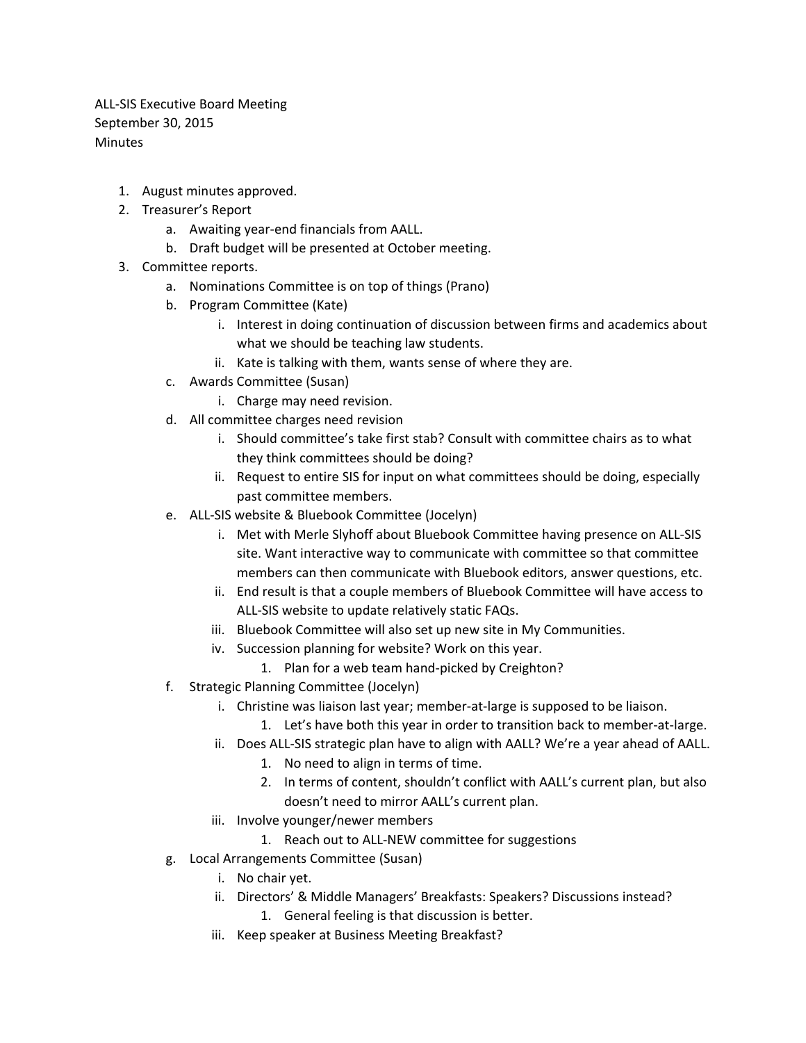ALL-SIS Executive Board Meeting
September 30, 2015
Minutes

1. August minutes approved.
2. Treasurer's Report
   a. Awaiting year-end financials from AALL.
   b. Draft budget will be presented at October meeting.
3. Committee reports.
   a. Nominations Committee is on top of things (Prano)
   b. Program Committee (Kate)
      i. Interest in doing continuation of discussion between firms and academics about what we should be teaching law students.
      ii. Kate is talking with them, wants sense of where they are.
   c. Awards Committee (Susan)
      i. Charge may need revision.
   d. All committee charges need revision
      i. Should committee's take first stab? Consult with committee chairs as to what they think committees should be doing?
      ii. Request to entire SIS for input on what committees should be doing, especially past committee members.
   e. ALL-SIS website & Bluebook Committee (Jocelyn)
      i. Met with Merle Slyhoff about Bluebook Committee having presence on ALL-SIS site. Want interactive way to communicate with committee so that committee members can then communicate with Bluebook editors, answer questions, etc.
      ii. End result is that a couple members of Bluebook Committee will have access to ALL-SIS website to update relatively static FAQs.
      iii. Bluebook Committee will also set up new site in My Communities.
      iv. Succession planning for website? Work on this year.
         1. Plan for a web team hand-picked by Creighton?
   f. Strategic Planning Committee (Jocelyn)
      i. Christine was liaison last year; member-at-large is supposed to be liaison.
         1. Let's have both this year in order to transition back to member-at-large.
      ii. Does ALL-SIS strategic plan have to align with AALL? We're a year ahead of AALL.
         1. No need to align in terms of time.
         2. In terms of content, shouldn't conflict with AALL's current plan, but also doesn't need to mirror AALL's current plan.
      iii. Involve younger/newer members
         1. Reach out to ALL-NEW committee for suggestions
   g. Local Arrangements Committee (Susan)
      i. No chair yet.
      ii. Directors' & Middle Managers' Breakfasts: Speakers? Discussions instead?
         1. General feeling is that discussion is better.
      iii. Keep speaker at Business Meeting Breakfast?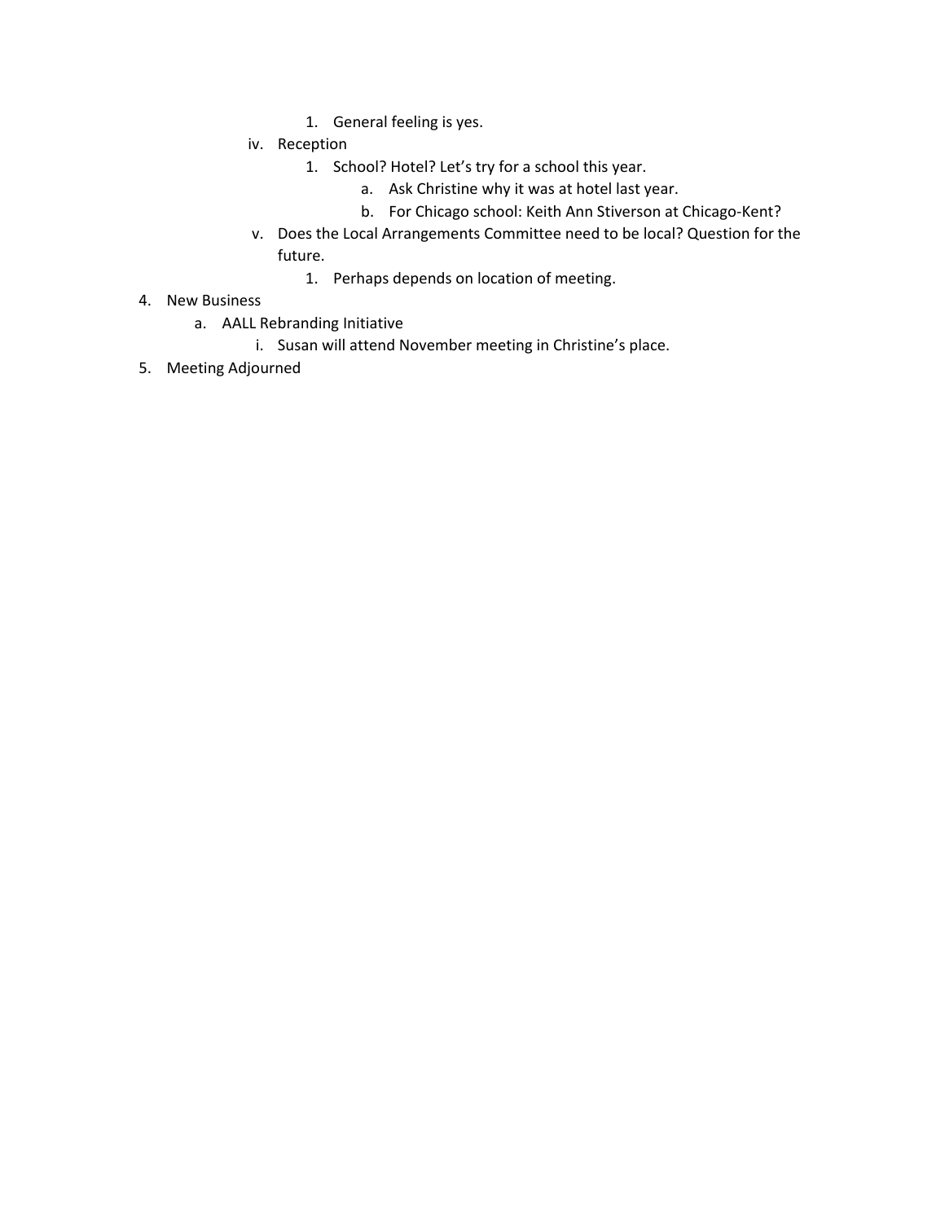1. General feeling is yes.
      iv. Reception
            1. School? Hotel? Let's try for a school this year.
                  a. Ask Christine why it was at hotel last year.
                  b. For Chicago school: Keith Ann Stiverson at Chicago-Kent?
      v. Does the Local Arrangements Committee need to be local? Question for the future.
            1. Perhaps depends on location of meeting.

4. New Business
   a. AALL Rebranding Initiative
      i. Susan will attend November meeting in Christine's place.
5. Meeting Adjourned